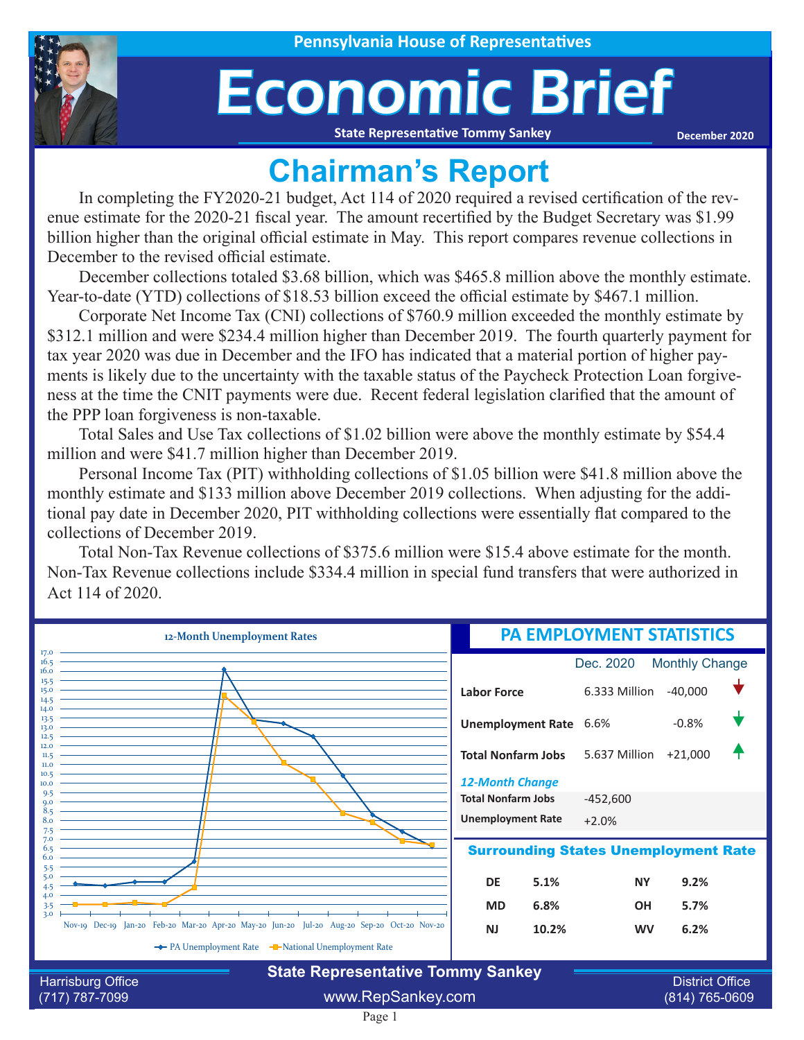Pennsylvania House of Representatives

# Economic Brief

State Representative Tommy Sankey

December 2020

## Chairman's Report

In completing the FY2020-21 budget, Act 114 of 2020 required a revised certification of the revenue estimate for the 2020-21 fiscal year. The amount recertified by the Budget Secretary was $1.99 billion higher than the original official estimate in May. This report compares revenue collections in December to the revised official estimate.

December collections totaled $3.68 billion, which was $465.8 million above the monthly estimate. Year-to-date (YTD) collections of $18.53 billion exceed the official estimate by $467.1 million.

Corporate Net Income Tax (CNI) collections of $760.9 million exceeded the monthly estimate by $312.1 million and were $234.4 million higher than December 2019. The fourth quarterly payment for tax year 2020 was due in December and the IFO has indicated that a material portion of higher payments is likely due to the uncertainty with the taxable status of the Paycheck Protection Loan forgiveness at the time the CNIT payments were due. Recent federal legislation clarified that the amount of the PPP loan forgiveness is non-taxable.

Total Sales and Use Tax collections of $1.02 billion were above the monthly estimate by $54.4 million and were $41.7 million higher than December 2019.

Personal Income Tax (PIT) withholding collections of $1.05 billion were $41.8 million above the monthly estimate and $133 million above December 2019 collections. When adjusting for the additional pay date in December 2020, PIT withholding collections were essentially flat compared to the collections of December 2019.

Total Non-Tax Revenue collections of $375.6 million were $15.4 above estimate for the month. Non-Tax Revenue collections include $334.4 million in special fund transfers that were authorized in Act 114 of 2020.

### 12-Month Unemployment Rates

| Month | PA Unemployment Rate | National Unemployment Rate |
|---|---|---|
| Nov-19 | 4.6 | 3.5 |
| Dec-19 | 4.5 | 3.5 |
| Jan-20 | 4.7 | 3.6 |
| Feb-20 | 4.7 | 3.5 |
| Mar-20 | 5.8 | 4.4 |
| Apr-20 | 16.1 | 14.7 |
| May-20 | 13.4 | 13.3 |
| Jun-20 | 13.2 | 11.1 |
| Jul-20 | 12.5 | 10.2 |
| Aug-20 | 10.4 | 8.4 |
| Sep-20 | 8.3 | 7.9 |
| Oct-20 | 7.4 | 6.9 |
| Nov-20 | 6.6 | 6.7 |

### PA EMPLOYMENT STATISTICS

| | Dec. 2020 | Monthly Change |
|---|---|---|
| Labor Force | 6.333 Million | -40,000 |
| Unemployment Rate | 6.6% | -0.8% |
| Total Nonfarm Jobs | 5.637 Million | +21,000 |

*12-Month Change*

| | |
|---|---|
| Total Nonfarm Jobs | -452,600 |
| Unemployment Rate | +2.0% |

### Surrounding States Unemployment Rate

| State | Rate | State | Rate |
|---|---|---|---|
| DE | 5.1% | NY | 9.2% |
| MD | 6.8% | OH | 5.7% |
| NJ | 10.2% | WV | 6.2% |

State Representative Tommy Sankey

Harrisburg Office (717) 787-7099 | www.RepSankey.com | District Office (814) 765-0609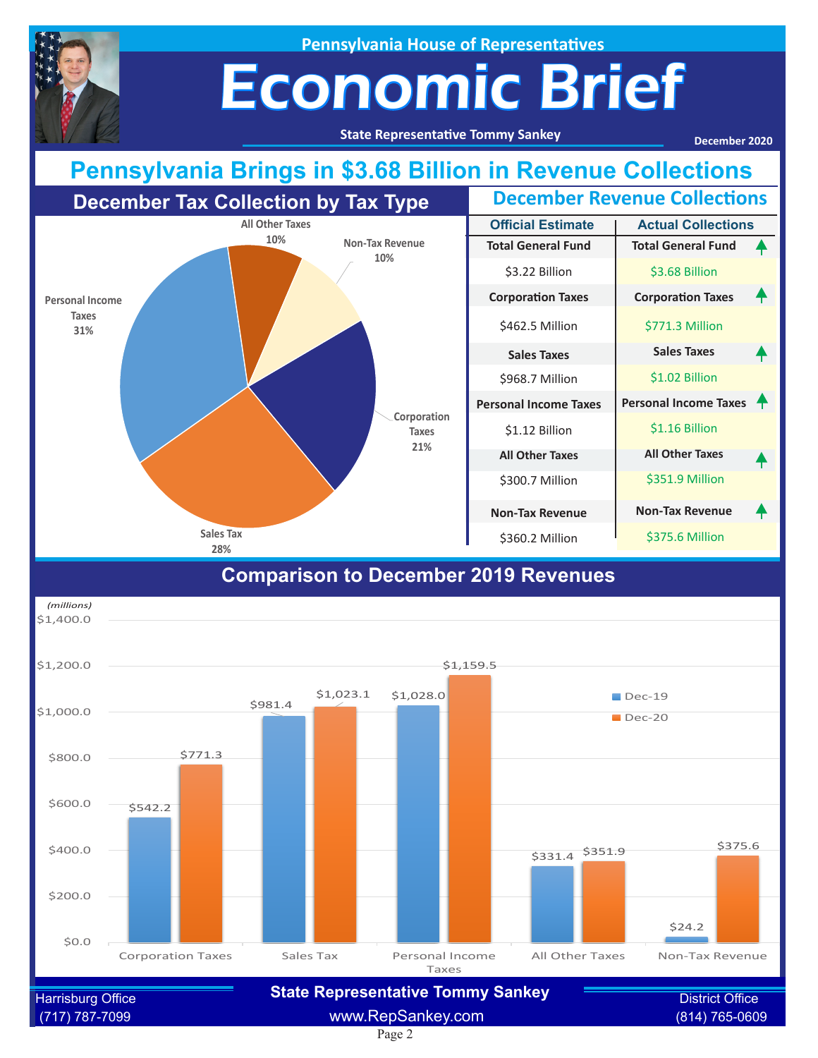Pennsylvania House of Representatives

# Economic Brief

State Representative Tommy Sankey

December 2020

## Pennsylvania Brings in $3.68 Billion in Revenue Collections

### December Tax Collection by Tax Type

All Other Taxes
10%

Non-Tax Revenue
10%

Personal Income Taxes
31%

Corporation Taxes
21%

Sales Tax
28%

### December Revenue Collections

| Official Estimate | Actual Collections |
|---|---|
| **Total General Fund** | **Total General Fund** ▲ |
| $3.22 Billion | $3.68 Billion |
| **Corporation Taxes** | **Corporation Taxes** ▲ |
| $462.5 Million | $771.3 Million |
| **Sales Taxes** | **Sales Taxes** ▲ |
| $968.7 Million | $1.02 Billion |
| **Personal Income Taxes** | **Personal Income Taxes** ▲ |
| $1.12 Billion | $1.16 Billion |
| **All Other Taxes** | **All Other Taxes** ▲ |
| $300.7 Million | $351.9 Million |
| **Non-Tax Revenue** | **Non-Tax Revenue** ▲ |
| $360.2 Million | $375.6 Million |

### Comparison to December 2019 Revenues

(millions)

$1,400.0
$1,200.0
$1,000.0
$800.0
$600.0
$400.0
$200.0
$0.0

Dec-19
Dec-20

Corporation Taxes: $542.2, $771.3
Sales Tax: $981.4, $1,023.1
Personal Income Taxes: $1,028.0, $1,159.5
All Other Taxes: $331.4, $351.9
Non-Tax Revenue: $24.2, $375.6

Harrisburg Office
(717) 787-7099

**State Representative Tommy Sankey**
www.RepSankey.com

District Office
(814) 765-0609